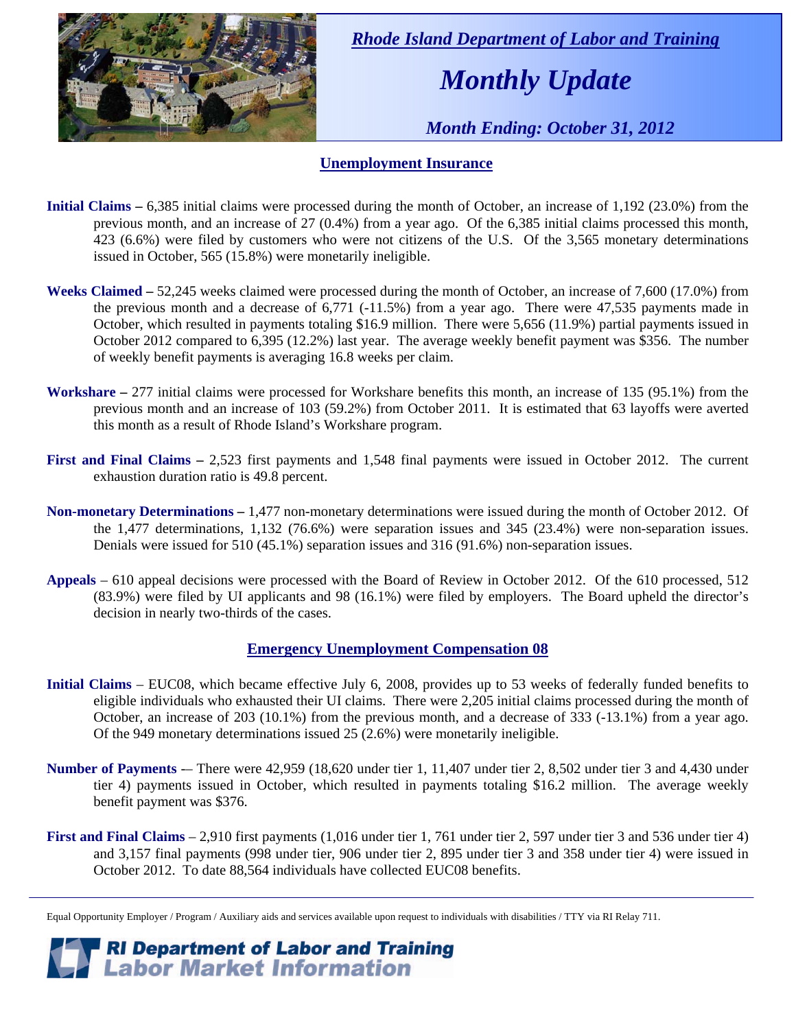*Rhode Island Department of Labor and Training*

# *Monthly Update*

*Month Ending: October 31, 2012*

## Unemployment Insurance

**Initial Claims –** 6,385 initial claims were processed during the month of October, an increase of 1,192 (23.0%) from the previous month, and an increase of 27 (0.4%) from a year ago. Of the 6,385 initial claims processed this month, 423 (6.6%) were filed by customers who were not citizens of the U.S. Of the 3,565 monetary determinations issued in October, 565 (15.8%) were monetarily ineligible.

**Weeks Claimed –** 52,245 weeks claimed were processed during the month of October, an increase of 7,600 (17.0%) from the previous month and a decrease of 6,771 (-11.5%) from a year ago. There were 47,535 payments made in October, which resulted in payments totaling $16.9 million. There were 5,656 (11.9%) partial payments issued in October 2012 compared to 6,395 (12.2%) last year. The average weekly benefit payment was $356. The number of weekly benefit payments is averaging 16.8 weeks per claim.

**Workshare –** 277 initial claims were processed for Workshare benefits this month, an increase of 135 (95.1%) from the previous month and an increase of 103 (59.2%) from October 2011. It is estimated that 63 layoffs were averted this month as a result of Rhode Island's Workshare program.

**First and Final Claims –** 2,523 first payments and 1,548 final payments were issued in October 2012. The current exhaustion duration ratio is 49.8 percent.

**Non-monetary Determinations –** 1,477 non-monetary determinations were issued during the month of October 2012. Of the 1,477 determinations, 1,132 (76.6%) were separation issues and 345 (23.4%) were non-separation issues. Denials were issued for 510 (45.1%) separation issues and 316 (91.6%) non-separation issues.

**Appeals** – 610 appeal decisions were processed with the Board of Review in October 2012. Of the 610 processed, 512 (83.9%) were filed by UI applicants and 98 (16.1%) were filed by employers. The Board upheld the director's decision in nearly two-thirds of the cases.

## Emergency Unemployment Compensation 08

**Initial Claims** – EUC08, which became effective July 6, 2008, provides up to 53 weeks of federally funded benefits to eligible individuals who exhausted their UI claims. There were 2,205 initial claims processed during the month of October, an increase of 203 (10.1%) from the previous month, and a decrease of 333 (-13.1%) from a year ago. Of the 949 monetary determinations issued 25 (2.6%) were monetarily ineligible.

**Number of Payments** -– There were 42,959 (18,620 under tier 1, 11,407 under tier 2, 8,502 under tier 3 and 4,430 under tier 4) payments issued in October, which resulted in payments totaling $16.2 million. The average weekly benefit payment was $376.

**First and Final Claims** – 2,910 first payments (1,016 under tier 1, 761 under tier 2, 597 under tier 3 and 536 under tier 4) and 3,157 final payments (998 under tier, 906 under tier 2, 895 under tier 3 and 358 under tier 4) were issued in October 2012. To date 88,564 individuals have collected EUC08 benefits.

Equal Opportunity Employer / Program / Auxiliary aids and services available upon request to individuals with disabilities / TTY via RI Relay 711.

**RI Department of Labor and Training**
**Labor Market Information**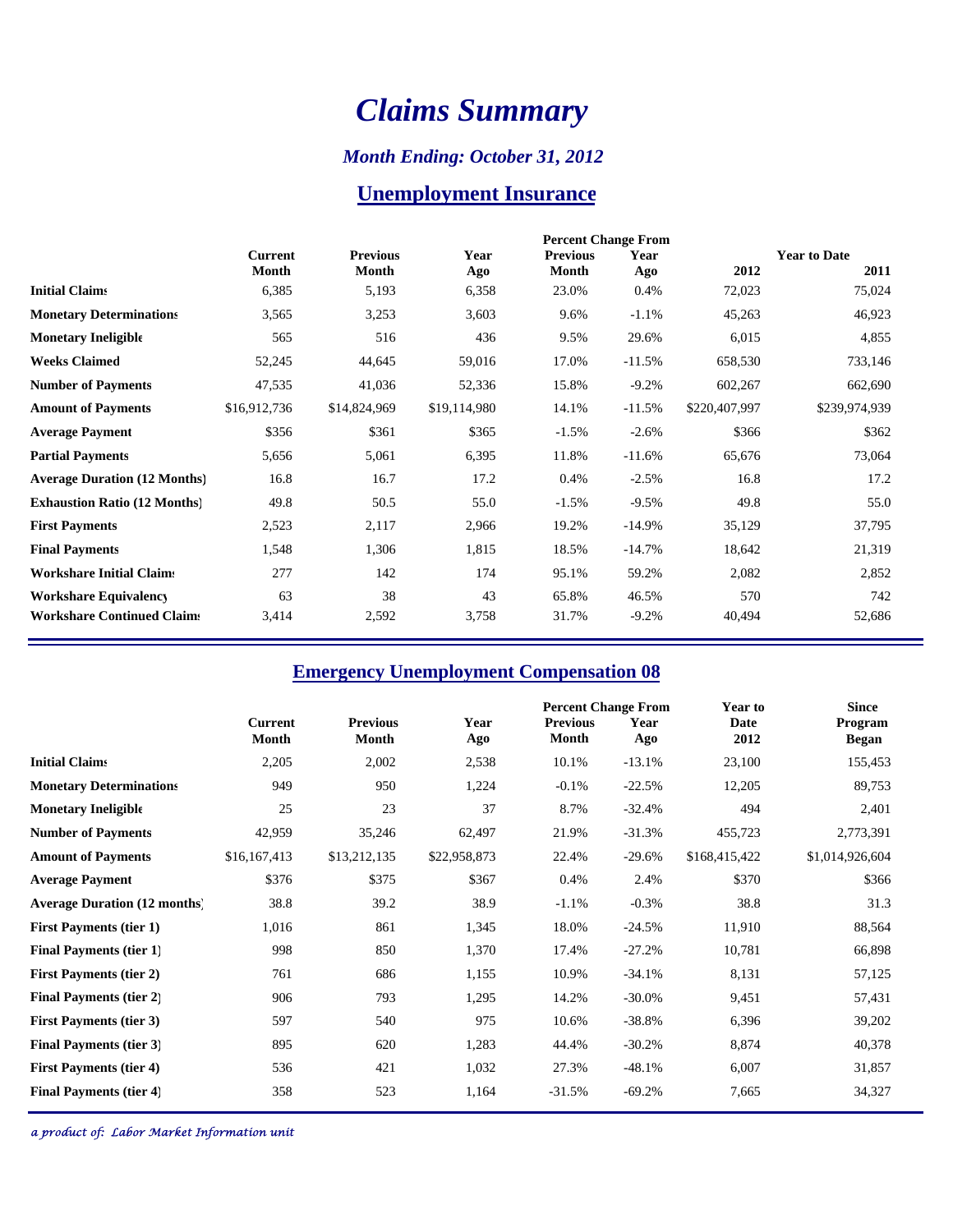# Claims Summary

## Month Ending: October 31, 2012

## Unemployment Insurance

| | Current Month | Previous Month | Year Ago | Percent Change From Previous Month | Percent Change From Year Ago | Year to Date 2012 | Year to Date 2011 |
|---|---|---|---|---|---|---|---|
| **Initial Claims** | 6,385 | 5,193 | 6,358 | 23.0% | 0.4% | 72,023 | 75,024 |
| **Monetary Determinations** | 3,565 | 3,253 | 3,603 | 9.6% | -1.1% | 45,263 | 46,923 |
| **Monetary Ineligible** | 565 | 516 | 436 | 9.5% | 29.6% | 6,015 | 4,855 |
| **Weeks Claimed** | 52,245 | 44,645 | 59,016 | 17.0% | -11.5% | 658,530 | 733,146 |
| **Number of Payments** | 47,535 | 41,036 | 52,336 | 15.8% | -9.2% | 602,267 | 662,690 |
| **Amount of Payments** | $16,912,736 | $14,824,969 | $19,114,980 | 14.1% | -11.5% | $220,407,997 | $239,974,939 |
| **Average Payment** | $356 | $361 | $365 | -1.5% | -2.6% | $366 | $362 |
| **Partial Payments** | 5,656 | 5,061 | 6,395 | 11.8% | -11.6% | 65,676 | 73,064 |
| **Average Duration (12 Months)** | 16.8 | 16.7 | 17.2 | 0.4% | -2.5% | 16.8 | 17.2 |
| **Exhaustion Ratio (12 Months)** | 49.8 | 50.5 | 55.0 | -1.5% | -9.5% | 49.8 | 55.0 |
| **First Payments** | 2,523 | 2,117 | 2,966 | 19.2% | -14.9% | 35,129 | 37,795 |
| **Final Payments** | 1,548 | 1,306 | 1,815 | 18.5% | -14.7% | 18,642 | 21,319 |
| **Workshare Initial Claims** | 277 | 142 | 174 | 95.1% | 59.2% | 2,082 | 2,852 |
| **Workshare Equivalency** | 63 | 38 | 43 | 65.8% | 46.5% | 570 | 742 |
| **Workshare Continued Claims** | 3,414 | 2,592 | 3,758 | 31.7% | -9.2% | 40,494 | 52,686 |

## Emergency Unemployment Compensation 08

| | Current Month | Previous Month | Year Ago | Percent Change From Previous Month | Percent Change From Year Ago | Year to Date 2012 | Since Program Began |
|---|---|---|---|---|---|---|---|
| **Initial Claims** | 2,205 | 2,002 | 2,538 | 10.1% | -13.1% | 23,100 | 155,453 |
| **Monetary Determinations** | 949 | 950 | 1,224 | -0.1% | -22.5% | 12,205 | 89,753 |
| **Monetary Ineligible** | 25 | 23 | 37 | 8.7% | -32.4% | 494 | 2,401 |
| **Number of Payments** | 42,959 | 35,246 | 62,497 | 21.9% | -31.3% | 455,723 | 2,773,391 |
| **Amount of Payments** | $16,167,413 | $13,212,135 | $22,958,873 | 22.4% | -29.6% | $168,415,422 | $1,014,926,604 |
| **Average Payment** | $376 | $375 | $367 | 0.4% | 2.4% | $370 | $366 |
| **Average Duration (12 months)** | 38.8 | 39.2 | 38.9 | -1.1% | -0.3% | 38.8 | 31.3 |
| **First Payments (tier 1)** | 1,016 | 861 | 1,345 | 18.0% | -24.5% | 11,910 | 88,564 |
| **Final Payments (tier 1)** | 998 | 850 | 1,370 | 17.4% | -27.2% | 10,781 | 66,898 |
| **First Payments (tier 2)** | 761 | 686 | 1,155 | 10.9% | -34.1% | 8,131 | 57,125 |
| **Final Payments (tier 2)** | 906 | 793 | 1,295 | 14.2% | -30.0% | 9,451 | 57,431 |
| **First Payments (tier 3)** | 597 | 540 | 975 | 10.6% | -38.8% | 6,396 | 39,202 |
| **Final Payments (tier 3)** | 895 | 620 | 1,283 | 44.4% | -30.2% | 8,874 | 40,378 |
| **First Payments (tier 4)** | 536 | 421 | 1,032 | 27.3% | -48.1% | 6,007 | 31,857 |
| **Final Payments (tier 4)** | 358 | 523 | 1,164 | -31.5% | -69.2% | 7,665 | 34,327 |

*a product of: Labor Market Information unit*